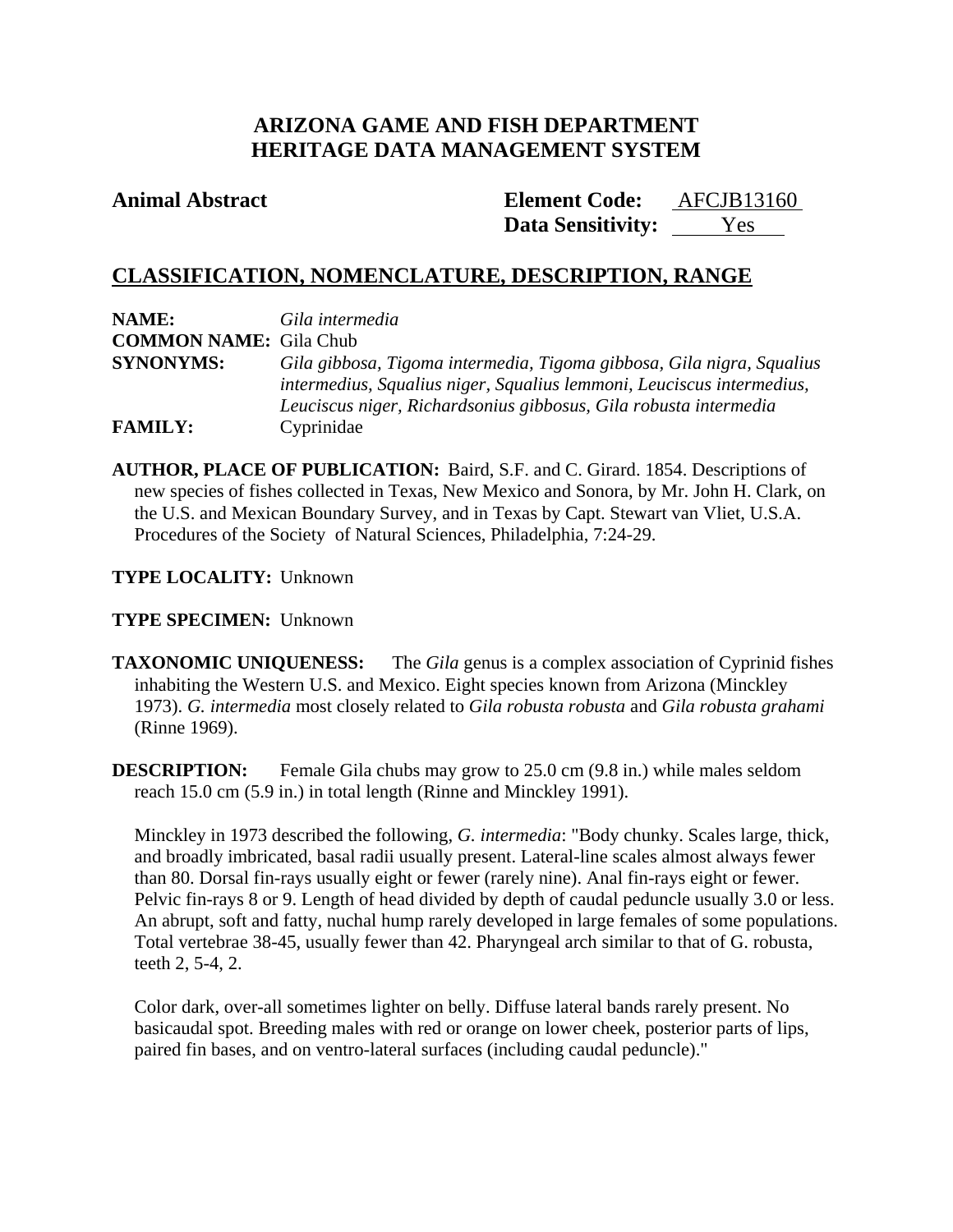# ARIZONA GAME AND FISH DEPARTMENT
# HERITAGE DATA MANAGEMENT SYSTEM

**Animal Abstract**

**Element Code:** AFCJB13160
**Data Sensitivity:** Yes

## CLASSIFICATION, NOMENCLATURE, DESCRIPTION, RANGE

**NAME:** *Gila intermedia*
**COMMON NAME:** Gila Chub
**SYNONYMS:** *Gila gibbosa, Tigoma intermedia, Tigoma gibbosa, Gila nigra, Squalius intermedius, Squalius niger, Squalius lemmoni, Leuciscus intermedius, Leuciscus niger, Richardsonius gibbosus, Gila robusta intermedia*
**FAMILY:** Cyprinidae

**AUTHOR, PLACE OF PUBLICATION:** Baird, S.F. and C. Girard. 1854. Descriptions of new species of fishes collected in Texas, New Mexico and Sonora, by Mr. John H. Clark, on the U.S. and Mexican Boundary Survey, and in Texas by Capt. Stewart van Vliet, U.S.A. Procedures of the Society of Natural Sciences, Philadelphia, 7:24-29.

**TYPE LOCALITY:** Unknown

**TYPE SPECIMEN:** Unknown

**TAXONOMIC UNIQUENESS:** The *Gila* genus is a complex association of Cyprinid fishes inhabiting the Western U.S. and Mexico. Eight species known from Arizona (Minckley 1973). *G. intermedia* most closely related to *Gila robusta robusta* and *Gila robusta grahami* (Rinne 1969).

**DESCRIPTION:** Female Gila chubs may grow to 25.0 cm (9.8 in.) while males seldom reach 15.0 cm (5.9 in.) in total length (Rinne and Minckley 1991).

Minckley in 1973 described the following, *G. intermedia*: "Body chunky. Scales large, thick, and broadly imbricated, basal radii usually present. Lateral-line scales almost always fewer than 80. Dorsal fin-rays usually eight or fewer (rarely nine). Anal fin-rays eight or fewer. Pelvic fin-rays 8 or 9. Length of head divided by depth of caudal peduncle usually 3.0 or less. An abrupt, soft and fatty, nuchal hump rarely developed in large females of some populations. Total vertebrae 38-45, usually fewer than 42. Pharyngeal arch similar to that of G. robusta, teeth 2, 5-4, 2.

Color dark, over-all sometimes lighter on belly. Diffuse lateral bands rarely present. No basicaudal spot. Breeding males with red or orange on lower cheek, posterior parts of lips, paired fin bases, and on ventro-lateral surfaces (including caudal peduncle)."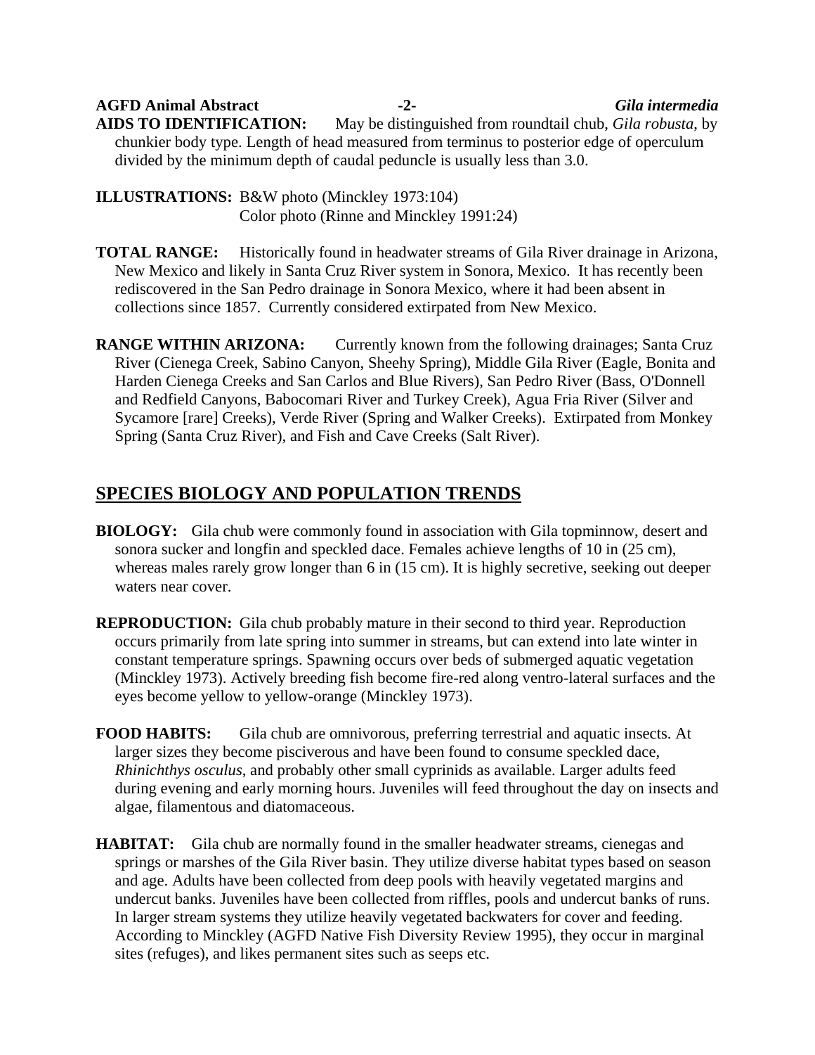**AIDS TO IDENTIFICATION:** May be distinguished from roundtail chub, *Gila robusta*, by chunkier body type. Length of head measured from terminus to posterior edge of operculum divided by the minimum depth of caudal peduncle is usually less than 3.0.

**ILLUSTRATIONS:** B&W photo (Minckley 1973:104)
Color photo (Rinne and Minckley 1991:24)

**TOTAL RANGE:** Historically found in headwater streams of Gila River drainage in Arizona, New Mexico and likely in Santa Cruz River system in Sonora, Mexico. It has recently been rediscovered in the San Pedro drainage in Sonora Mexico, where it had been absent in collections since 1857. Currently considered extirpated from New Mexico.

**RANGE WITHIN ARIZONA:** Currently known from the following drainages; Santa Cruz River (Cienega Creek, Sabino Canyon, Sheehy Spring), Middle Gila River (Eagle, Bonita and Harden Cienega Creeks and San Carlos and Blue Rivers), San Pedro River (Bass, O'Donnell and Redfield Canyons, Babocomari River and Turkey Creek), Agua Fria River (Silver and Sycamore [rare] Creeks), Verde River (Spring and Walker Creeks). Extirpated from Monkey Spring (Santa Cruz River), and Fish and Cave Creeks (Salt River).

## SPECIES BIOLOGY AND POPULATION TRENDS

**BIOLOGY:** Gila chub were commonly found in association with Gila topminnow, desert and sonora sucker and longfin and speckled dace. Females achieve lengths of 10 in (25 cm), whereas males rarely grow longer than 6 in (15 cm). It is highly secretive, seeking out deeper waters near cover.

**REPRODUCTION:** Gila chub probably mature in their second to third year. Reproduction occurs primarily from late spring into summer in streams, but can extend into late winter in constant temperature springs. Spawning occurs over beds of submerged aquatic vegetation (Minckley 1973). Actively breeding fish become fire-red along ventro-lateral surfaces and the eyes become yellow to yellow-orange (Minckley 1973).

**FOOD HABITS:** Gila chub are omnivorous, preferring terrestrial and aquatic insects. At larger sizes they become pisciverous and have been found to consume speckled dace, *Rhinichthys osculus*, and probably other small cyprinids as available. Larger adults feed during evening and early morning hours. Juveniles will feed throughout the day on insects and algae, filamentous and diatomaceous.

**HABITAT:** Gila chub are normally found in the smaller headwater streams, cienegas and springs or marshes of the Gila River basin. They utilize diverse habitat types based on season and age. Adults have been collected from deep pools with heavily vegetated margins and undercut banks. Juveniles have been collected from riffles, pools and undercut banks of runs. In larger stream systems they utilize heavily vegetated backwaters for cover and feeding. According to Minckley (AGFD Native Fish Diversity Review 1995), they occur in marginal sites (refuges), and likes permanent sites such as seeps etc.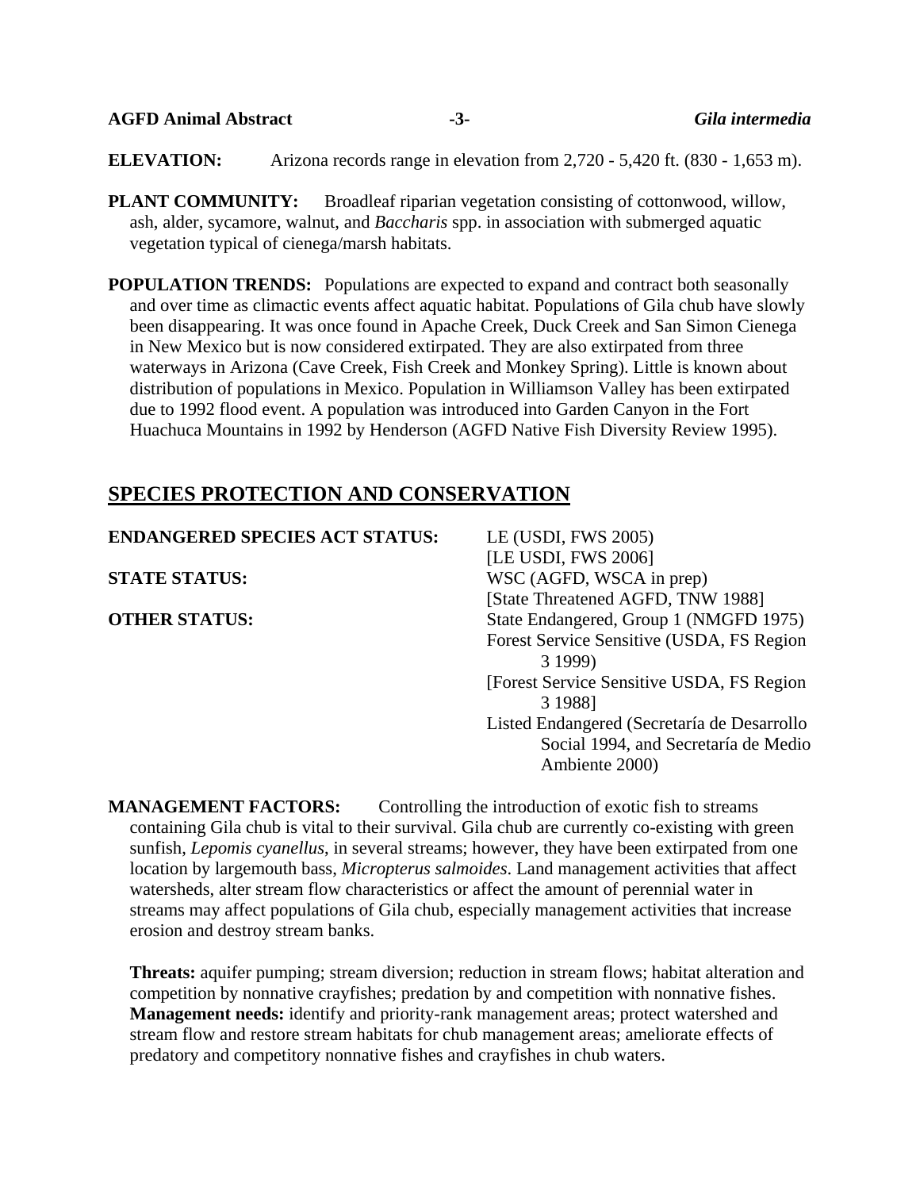**ELEVATION:** Arizona records range in elevation from 2,720 - 5,420 ft. (830 - 1,653 m).

**PLANT COMMUNITY:** Broadleaf riparian vegetation consisting of cottonwood, willow, ash, alder, sycamore, walnut, and *Baccharis* spp. in association with submerged aquatic vegetation typical of cienega/marsh habitats.

**POPULATION TRENDS:** Populations are expected to expand and contract both seasonally and over time as climactic events affect aquatic habitat. Populations of Gila chub have slowly been disappearing. It was once found in Apache Creek, Duck Creek and San Simon Cienega in New Mexico but is now considered extirpated. They are also extirpated from three waterways in Arizona (Cave Creek, Fish Creek and Monkey Spring). Little is known about distribution of populations in Mexico. Population in Williamson Valley has been extirpated due to 1992 flood event. A population was introduced into Garden Canyon in the Fort Huachuca Mountains in 1992 by Henderson (AGFD Native Fish Diversity Review 1995).

## SPECIES PROTECTION AND CONSERVATION

**ENDANGERED SPECIES ACT STATUS:** LE (USDI, FWS 2005)
[LE USDI, FWS 2006]

**STATE STATUS:** WSC (AGFD, WSCA in prep)
[State Threatened AGFD, TNW 1988]

**OTHER STATUS:** State Endangered, Group 1 (NMGFD 1975)
Forest Service Sensitive (USDA, FS Region 3 1999)
[Forest Service Sensitive USDA, FS Region 3 1988]
Listed Endangered (Secretaría de Desarrollo Social 1994, and Secretaría de Medio Ambiente 2000)

**MANAGEMENT FACTORS:** Controlling the introduction of exotic fish to streams containing Gila chub is vital to their survival. Gila chub are currently co-existing with green sunfish, *Lepomis cyanellus*, in several streams; however, they have been extirpated from one location by largemouth bass, *Micropterus salmoides*. Land management activities that affect watersheds, alter stream flow characteristics or affect the amount of perennial water in streams may affect populations of Gila chub, especially management activities that increase erosion and destroy stream banks.

**Threats:** aquifer pumping; stream diversion; reduction in stream flows; habitat alteration and competition by nonnative crayfishes; predation by and competition with nonnative fishes. **Management needs:** identify and priority-rank management areas; protect watershed and stream flow and restore stream habitats for chub management areas; ameliorate effects of predatory and competitory nonnative fishes and crayfishes in chub waters.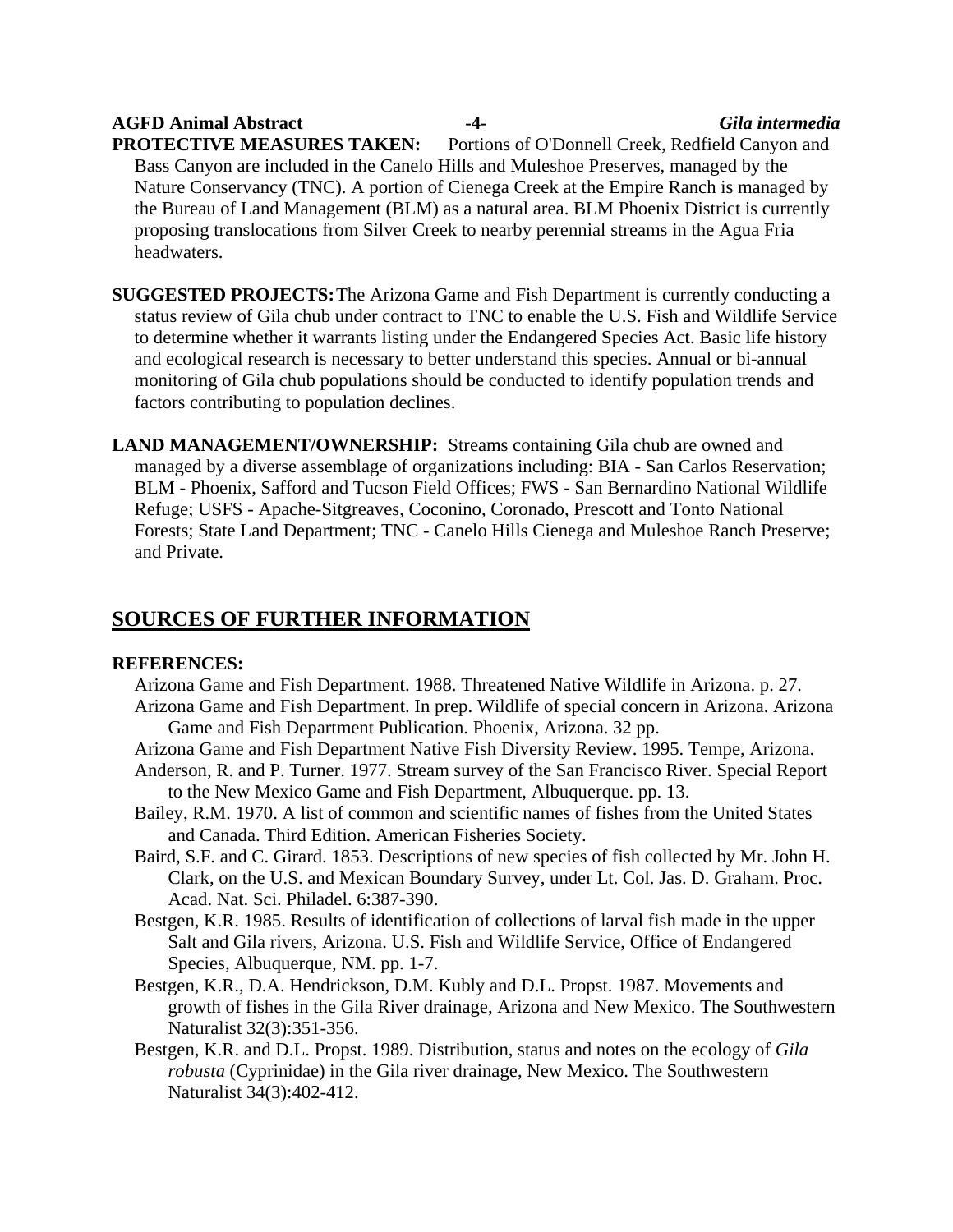**PROTECTIVE MEASURES TAKEN:** Portions of O'Donnell Creek, Redfield Canyon and Bass Canyon are included in the Canelo Hills and Muleshoe Preserves, managed by the Nature Conservancy (TNC). A portion of Cienega Creek at the Empire Ranch is managed by the Bureau of Land Management (BLM) as a natural area. BLM Phoenix District is currently proposing translocations from Silver Creek to nearby perennial streams in the Agua Fria headwaters.

**SUGGESTED PROJECTS:** The Arizona Game and Fish Department is currently conducting a status review of Gila chub under contract to TNC to enable the U.S. Fish and Wildlife Service to determine whether it warrants listing under the Endangered Species Act. Basic life history and ecological research is necessary to better understand this species. Annual or bi-annual monitoring of Gila chub populations should be conducted to identify population trends and factors contributing to population declines.

**LAND MANAGEMENT/OWNERSHIP:** Streams containing Gila chub are owned and managed by a diverse assemblage of organizations including: BIA - San Carlos Reservation; BLM - Phoenix, Safford and Tucson Field Offices; FWS - San Bernardino National Wildlife Refuge; USFS - Apache-Sitgreaves, Coconino, Coronado, Prescott and Tonto National Forests; State Land Department; TNC - Canelo Hills Cienega and Muleshoe Ranch Preserve; and Private.

## SOURCES OF FURTHER INFORMATION

**REFERENCES:**

Arizona Game and Fish Department. 1988. Threatened Native Wildlife in Arizona. p. 27.

Arizona Game and Fish Department. In prep. Wildlife of special concern in Arizona. Arizona Game and Fish Department Publication. Phoenix, Arizona. 32 pp.

Arizona Game and Fish Department Native Fish Diversity Review. 1995. Tempe, Arizona.

Anderson, R. and P. Turner. 1977. Stream survey of the San Francisco River. Special Report to the New Mexico Game and Fish Department, Albuquerque. pp. 13.

Bailey, R.M. 1970. A list of common and scientific names of fishes from the United States and Canada. Third Edition. American Fisheries Society.

Baird, S.F. and C. Girard. 1853. Descriptions of new species of fish collected by Mr. John H. Clark, on the U.S. and Mexican Boundary Survey, under Lt. Col. Jas. D. Graham. Proc. Acad. Nat. Sci. Philadel. 6:387-390.

Bestgen, K.R. 1985. Results of identification of collections of larval fish made in the upper Salt and Gila rivers, Arizona. U.S. Fish and Wildlife Service, Office of Endangered Species, Albuquerque, NM. pp. 1-7.

Bestgen, K.R., D.A. Hendrickson, D.M. Kubly and D.L. Propst. 1987. Movements and growth of fishes in the Gila River drainage, Arizona and New Mexico. The Southwestern Naturalist 32(3):351-356.

Bestgen, K.R. and D.L. Propst. 1989. Distribution, status and notes on the ecology of *Gila robusta* (Cyprinidae) in the Gila river drainage, New Mexico. The Southwestern Naturalist 34(3):402-412.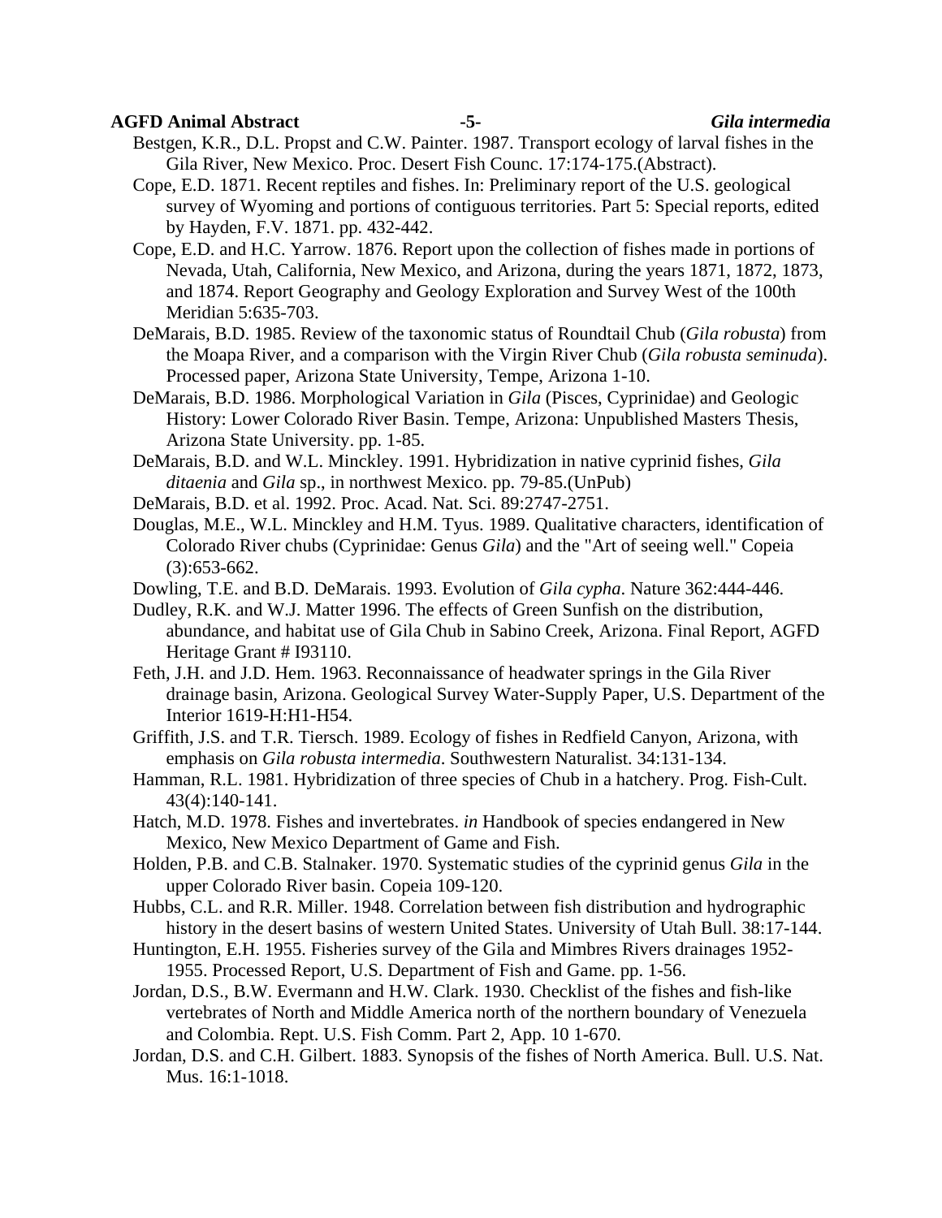Bestgen, K.R., D.L. Propst and C.W. Painter. 1987. Transport ecology of larval fishes in the Gila River, New Mexico. Proc. Desert Fish Counc. 17:174-175.(Abstract).

Cope, E.D. 1871. Recent reptiles and fishes. In: Preliminary report of the U.S. geological survey of Wyoming and portions of contiguous territories. Part 5: Special reports, edited by Hayden, F.V. 1871. pp. 432-442.

Cope, E.D. and H.C. Yarrow. 1876. Report upon the collection of fishes made in portions of Nevada, Utah, California, New Mexico, and Arizona, during the years 1871, 1872, 1873, and 1874. Report Geography and Geology Exploration and Survey West of the 100th Meridian 5:635-703.

DeMarais, B.D. 1985. Review of the taxonomic status of Roundtail Chub (*Gila robusta*) from the Moapa River, and a comparison with the Virgin River Chub (*Gila robusta seminuda*). Processed paper, Arizona State University, Tempe, Arizona 1-10.

DeMarais, B.D. 1986. Morphological Variation in *Gila* (Pisces, Cyprinidae) and Geologic History: Lower Colorado River Basin. Tempe, Arizona: Unpublished Masters Thesis, Arizona State University. pp. 1-85.

DeMarais, B.D. and W.L. Minckley. 1991. Hybridization in native cyprinid fishes, *Gila ditaenia* and *Gila* sp., in northwest Mexico. pp. 79-85.(UnPub)

DeMarais, B.D. et al. 1992. Proc. Acad. Nat. Sci. 89:2747-2751.

Douglas, M.E., W.L. Minckley and H.M. Tyus. 1989. Qualitative characters, identification of Colorado River chubs (Cyprinidae: Genus *Gila*) and the "Art of seeing well." Copeia (3):653-662.

Dowling, T.E. and B.D. DeMarais. 1993. Evolution of *Gila cypha*. Nature 362:444-446.

Dudley, R.K. and W.J. Matter 1996. The effects of Green Sunfish on the distribution, abundance, and habitat use of Gila Chub in Sabino Creek, Arizona. Final Report, AGFD Heritage Grant # I93110.

Feth, J.H. and J.D. Hem. 1963. Reconnaissance of headwater springs in the Gila River drainage basin, Arizona. Geological Survey Water-Supply Paper, U.S. Department of the Interior 1619-H:H1-H54.

Griffith, J.S. and T.R. Tiersch. 1989. Ecology of fishes in Redfield Canyon, Arizona, with emphasis on *Gila robusta intermedia*. Southwestern Naturalist. 34:131-134.

Hamman, R.L. 1981. Hybridization of three species of Chub in a hatchery. Prog. Fish-Cult. 43(4):140-141.

Hatch, M.D. 1978. Fishes and invertebrates. *in* Handbook of species endangered in New Mexico, New Mexico Department of Game and Fish.

Holden, P.B. and C.B. Stalnaker. 1970. Systematic studies of the cyprinid genus *Gila* in the upper Colorado River basin. Copeia 109-120.

Hubbs, C.L. and R.R. Miller. 1948. Correlation between fish distribution and hydrographic history in the desert basins of western United States. University of Utah Bull. 38:17-144.

Huntington, E.H. 1955. Fisheries survey of the Gila and Mimbres Rivers drainages 1952-1955. Processed Report, U.S. Department of Fish and Game. pp. 1-56.

Jordan, D.S., B.W. Evermann and H.W. Clark. 1930. Checklist of the fishes and fish-like vertebrates of North and Middle America north of the northern boundary of Venezuela and Colombia. Rept. U.S. Fish Comm. Part 2, App. 10 1-670.

Jordan, D.S. and C.H. Gilbert. 1883. Synopsis of the fishes of North America. Bull. U.S. Nat. Mus. 16:1-1018.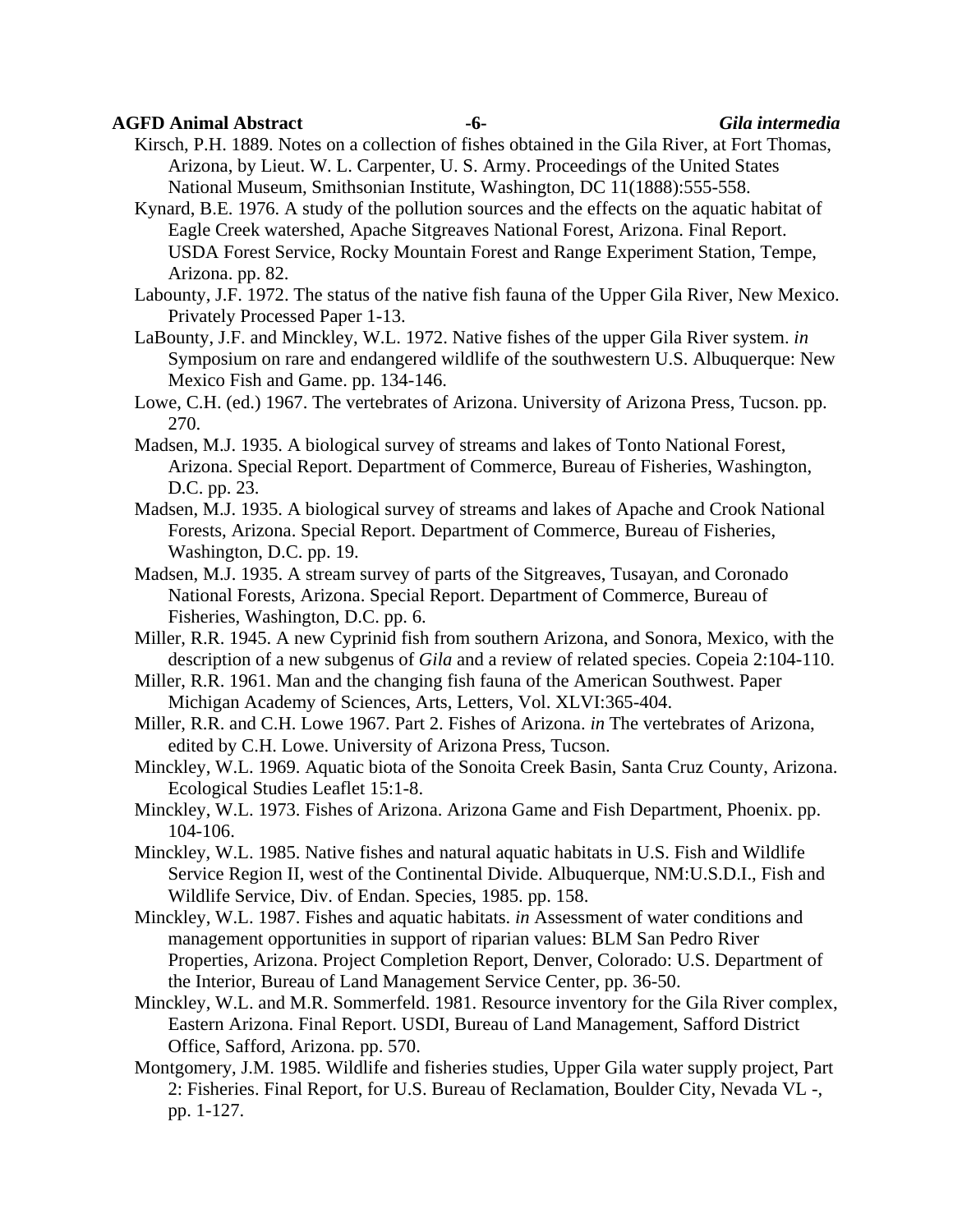Kirsch, P.H. 1889. Notes on a collection of fishes obtained in the Gila River, at Fort Thomas, Arizona, by Lieut. W. L. Carpenter, U. S. Army. Proceedings of the United States National Museum, Smithsonian Institute, Washington, DC 11(1888):555-558.

Kynard, B.E. 1976. A study of the pollution sources and the effects on the aquatic habitat of Eagle Creek watershed, Apache Sitgreaves National Forest, Arizona. Final Report. USDA Forest Service, Rocky Mountain Forest and Range Experiment Station, Tempe, Arizona. pp. 82.

Labounty, J.F. 1972. The status of the native fish fauna of the Upper Gila River, New Mexico. Privately Processed Paper 1-13.

LaBounty, J.F. and Minckley, W.L. 1972. Native fishes of the upper Gila River system. *in* Symposium on rare and endangered wildlife of the southwestern U.S. Albuquerque: New Mexico Fish and Game. pp. 134-146.

Lowe, C.H. (ed.) 1967. The vertebrates of Arizona. University of Arizona Press, Tucson. pp. 270.

Madsen, M.J. 1935. A biological survey of streams and lakes of Tonto National Forest, Arizona. Special Report. Department of Commerce, Bureau of Fisheries, Washington, D.C. pp. 23.

Madsen, M.J. 1935. A biological survey of streams and lakes of Apache and Crook National Forests, Arizona. Special Report. Department of Commerce, Bureau of Fisheries, Washington, D.C. pp. 19.

Madsen, M.J. 1935. A stream survey of parts of the Sitgreaves, Tusayan, and Coronado National Forests, Arizona. Special Report. Department of Commerce, Bureau of Fisheries, Washington, D.C. pp. 6.

Miller, R.R. 1945. A new Cyprinid fish from southern Arizona, and Sonora, Mexico, with the description of a new subgenus of *Gila* and a review of related species. Copeia 2:104-110.

Miller, R.R. 1961. Man and the changing fish fauna of the American Southwest. Paper Michigan Academy of Sciences, Arts, Letters, Vol. XLVI:365-404.

Miller, R.R. and C.H. Lowe 1967. Part 2. Fishes of Arizona. *in* The vertebrates of Arizona, edited by C.H. Lowe. University of Arizona Press, Tucson.

Minckley, W.L. 1969. Aquatic biota of the Sonoita Creek Basin, Santa Cruz County, Arizona. Ecological Studies Leaflet 15:1-8.

Minckley, W.L. 1973. Fishes of Arizona. Arizona Game and Fish Department, Phoenix. pp. 104-106.

Minckley, W.L. 1985. Native fishes and natural aquatic habitats in U.S. Fish and Wildlife Service Region II, west of the Continental Divide. Albuquerque, NM:U.S.D.I., Fish and Wildlife Service, Div. of Endan. Species, 1985. pp. 158.

Minckley, W.L. 1987. Fishes and aquatic habitats. *in* Assessment of water conditions and management opportunities in support of riparian values: BLM San Pedro River Properties, Arizona. Project Completion Report, Denver, Colorado: U.S. Department of the Interior, Bureau of Land Management Service Center, pp. 36-50.

Minckley, W.L. and M.R. Sommerfeld. 1981. Resource inventory for the Gila River complex, Eastern Arizona. Final Report. USDI, Bureau of Land Management, Safford District Office, Safford, Arizona. pp. 570.

Montgomery, J.M. 1985. Wildlife and fisheries studies, Upper Gila water supply project, Part 2: Fisheries. Final Report, for U.S. Bureau of Reclamation, Boulder City, Nevada VL -, pp. 1-127.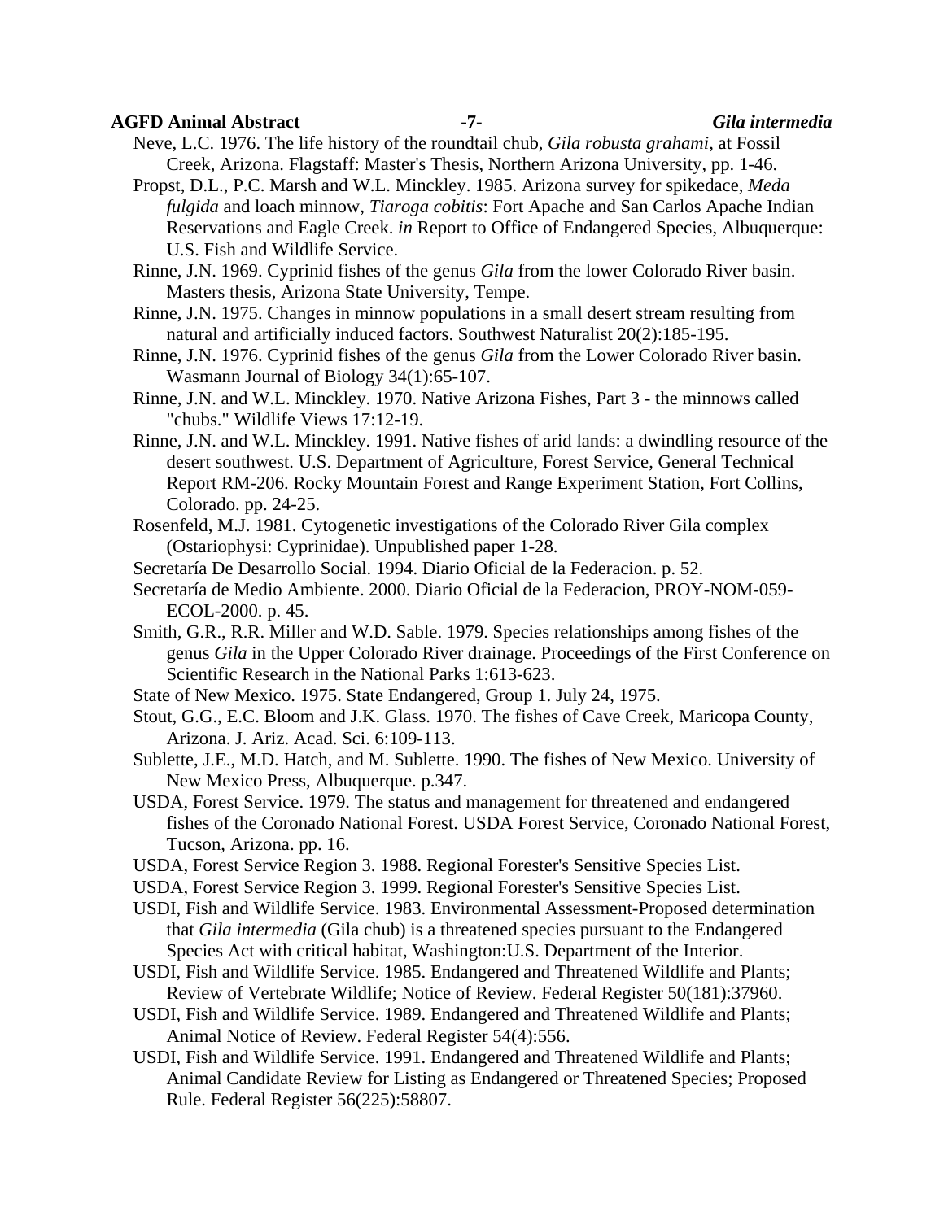Neve, L.C. 1976. The life history of the roundtail chub, *Gila robusta grahami*, at Fossil Creek, Arizona. Flagstaff: Master's Thesis, Northern Arizona University, pp. 1-46.

Propst, D.L., P.C. Marsh and W.L. Minckley. 1985. Arizona survey for spikedace, *Meda fulgida* and loach minnow, *Tiaroga cobitis*: Fort Apache and San Carlos Apache Indian Reservations and Eagle Creek. *in* Report to Office of Endangered Species, Albuquerque: U.S. Fish and Wildlife Service.

Rinne, J.N. 1969. Cyprinid fishes of the genus *Gila* from the lower Colorado River basin. Masters thesis, Arizona State University, Tempe.

Rinne, J.N. 1975. Changes in minnow populations in a small desert stream resulting from natural and artificially induced factors. Southwest Naturalist 20(2):185-195.

Rinne, J.N. 1976. Cyprinid fishes of the genus *Gila* from the Lower Colorado River basin. Wasmann Journal of Biology 34(1):65-107.

Rinne, J.N. and W.L. Minckley. 1970. Native Arizona Fishes, Part 3 - the minnows called "chubs." Wildlife Views 17:12-19.

Rinne, J.N. and W.L. Minckley. 1991. Native fishes of arid lands: a dwindling resource of the desert southwest. U.S. Department of Agriculture, Forest Service, General Technical Report RM-206. Rocky Mountain Forest and Range Experiment Station, Fort Collins, Colorado. pp. 24-25.

Rosenfeld, M.J. 1981. Cytogenetic investigations of the Colorado River Gila complex (Ostariophysi: Cyprinidae). Unpublished paper 1-28.

Secretaría De Desarrollo Social. 1994. Diario Oficial de la Federacion. p. 52.

Secretaría de Medio Ambiente. 2000. Diario Oficial de la Federacion, PROY-NOM-059-ECOL-2000. p. 45.

Smith, G.R., R.R. Miller and W.D. Sable. 1979. Species relationships among fishes of the genus *Gila* in the Upper Colorado River drainage. Proceedings of the First Conference on Scientific Research in the National Parks 1:613-623.

State of New Mexico. 1975. State Endangered, Group 1. July 24, 1975.

Stout, G.G., E.C. Bloom and J.K. Glass. 1970. The fishes of Cave Creek, Maricopa County, Arizona. J. Ariz. Acad. Sci. 6:109-113.

Sublette, J.E., M.D. Hatch, and M. Sublette. 1990. The fishes of New Mexico. University of New Mexico Press, Albuquerque. p.347.

USDA, Forest Service. 1979. The status and management for threatened and endangered fishes of the Coronado National Forest. USDA Forest Service, Coronado National Forest, Tucson, Arizona. pp. 16.

USDA, Forest Service Region 3. 1988. Regional Forester's Sensitive Species List.

USDA, Forest Service Region 3. 1999. Regional Forester's Sensitive Species List.

USDI, Fish and Wildlife Service. 1983. Environmental Assessment-Proposed determination that *Gila intermedia* (Gila chub) is a threatened species pursuant to the Endangered Species Act with critical habitat, Washington:U.S. Department of the Interior.

USDI, Fish and Wildlife Service. 1985. Endangered and Threatened Wildlife and Plants; Review of Vertebrate Wildlife; Notice of Review. Federal Register 50(181):37960.

USDI, Fish and Wildlife Service. 1989. Endangered and Threatened Wildlife and Plants; Animal Notice of Review. Federal Register 54(4):556.

USDI, Fish and Wildlife Service. 1991. Endangered and Threatened Wildlife and Plants; Animal Candidate Review for Listing as Endangered or Threatened Species; Proposed Rule. Federal Register 56(225):58807.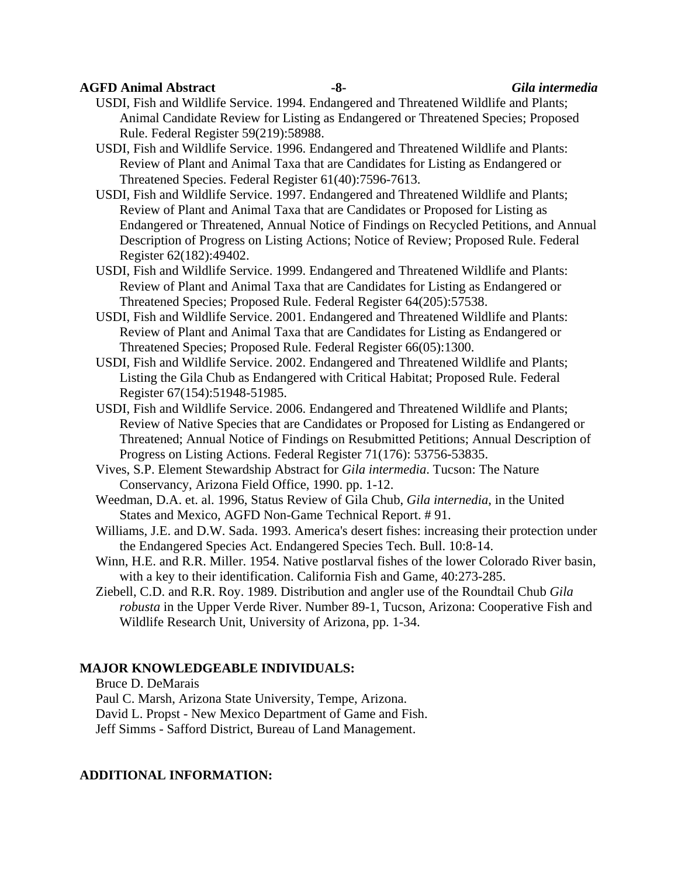USDI, Fish and Wildlife Service. 1994. Endangered and Threatened Wildlife and Plants; Animal Candidate Review for Listing as Endangered or Threatened Species; Proposed Rule. Federal Register 59(219):58988.

USDI, Fish and Wildlife Service. 1996. Endangered and Threatened Wildlife and Plants: Review of Plant and Animal Taxa that are Candidates for Listing as Endangered or Threatened Species. Federal Register 61(40):7596-7613.

USDI, Fish and Wildlife Service. 1997. Endangered and Threatened Wildlife and Plants; Review of Plant and Animal Taxa that are Candidates or Proposed for Listing as Endangered or Threatened, Annual Notice of Findings on Recycled Petitions, and Annual Description of Progress on Listing Actions; Notice of Review; Proposed Rule. Federal Register 62(182):49402.

USDI, Fish and Wildlife Service. 1999. Endangered and Threatened Wildlife and Plants: Review of Plant and Animal Taxa that are Candidates for Listing as Endangered or Threatened Species; Proposed Rule. Federal Register 64(205):57538.

USDI, Fish and Wildlife Service. 2001. Endangered and Threatened Wildlife and Plants: Review of Plant and Animal Taxa that are Candidates for Listing as Endangered or Threatened Species; Proposed Rule. Federal Register 66(05):1300.

USDI, Fish and Wildlife Service. 2002. Endangered and Threatened Wildlife and Plants; Listing the Gila Chub as Endangered with Critical Habitat; Proposed Rule. Federal Register 67(154):51948-51985.

USDI, Fish and Wildlife Service. 2006. Endangered and Threatened Wildlife and Plants; Review of Native Species that are Candidates or Proposed for Listing as Endangered or Threatened; Annual Notice of Findings on Resubmitted Petitions; Annual Description of Progress on Listing Actions. Federal Register 71(176): 53756-53835.

Vives, S.P. Element Stewardship Abstract for *Gila intermedia*. Tucson: The Nature Conservancy, Arizona Field Office, 1990. pp. 1-12.

Weedman, D.A. et. al. 1996, Status Review of Gila Chub, *Gila internedia*, in the United States and Mexico, AGFD Non-Game Technical Report. # 91.

Williams, J.E. and D.W. Sada. 1993. America's desert fishes: increasing their protection under the Endangered Species Act. Endangered Species Tech. Bull. 10:8-14.

Winn, H.E. and R.R. Miller. 1954. Native postlarval fishes of the lower Colorado River basin, with a key to their identification. California Fish and Game, 40:273-285.

Ziebell, C.D. and R.R. Roy. 1989. Distribution and angler use of the Roundtail Chub *Gila robusta* in the Upper Verde River. Number 89-1, Tucson, Arizona: Cooperative Fish and Wildlife Research Unit, University of Arizona, pp. 1-34.

## MAJOR KNOWLEDGEABLE INDIVIDUALS:

Bruce D. DeMarais
Paul C. Marsh, Arizona State University, Tempe, Arizona.
David L. Propst - New Mexico Department of Game and Fish.
Jeff Simms - Safford District, Bureau of Land Management.

## ADDITIONAL INFORMATION: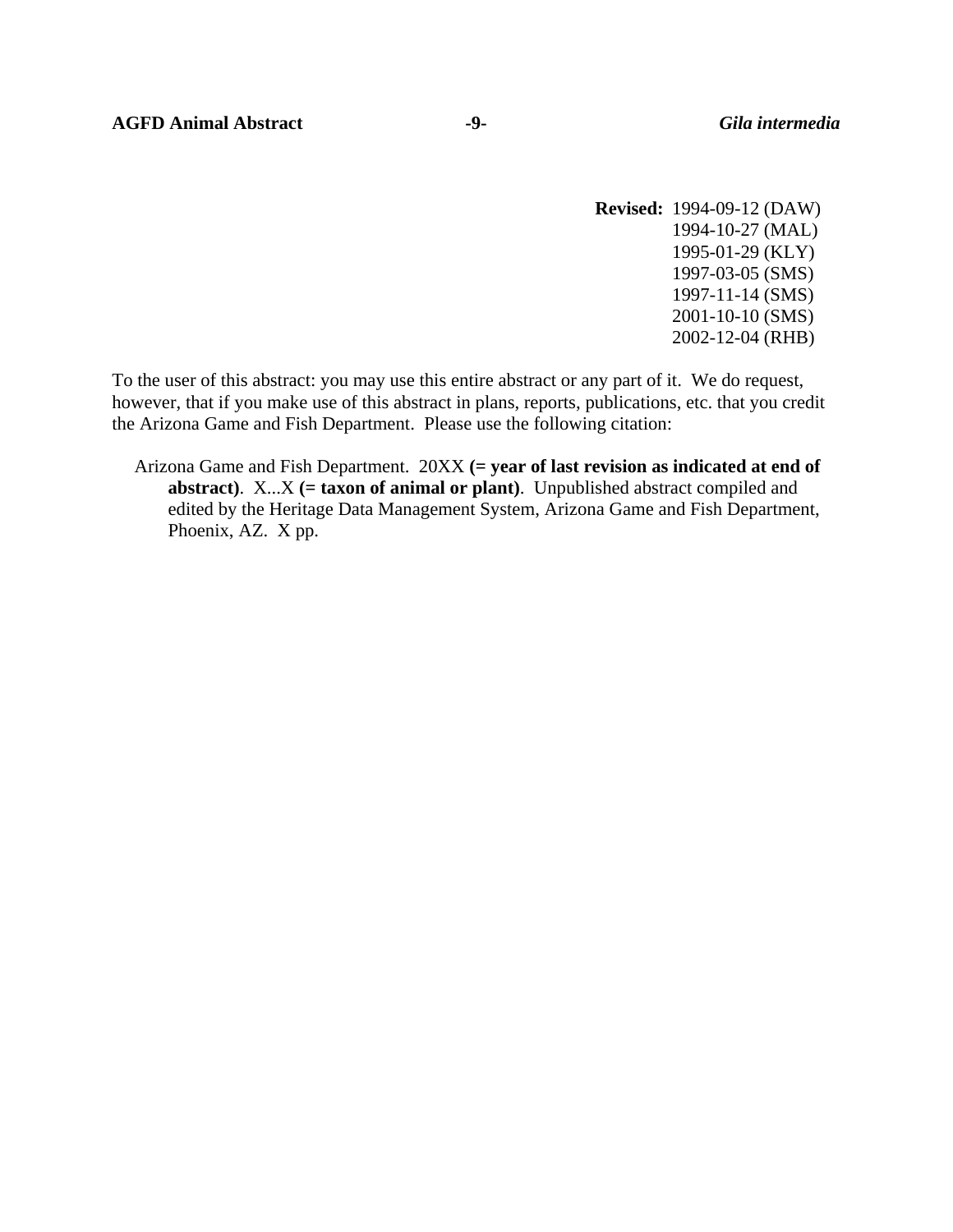**Revised:** 1994-09-12 (DAW)
1994-10-27 (MAL)
1995-01-29 (KLY)
1997-03-05 (SMS)
1997-11-14 (SMS)
2001-10-10 (SMS)
2002-12-04 (RHB)

To the user of this abstract: you may use this entire abstract or any part of it. We do request, however, that if you make use of this abstract in plans, reports, publications, etc. that you credit the Arizona Game and Fish Department. Please use the following citation:

Arizona Game and Fish Department. 20XX **(= year of last revision as indicated at end of abstract)**. X...X **(= taxon of animal or plant)**. Unpublished abstract compiled and edited by the Heritage Data Management System, Arizona Game and Fish Department, Phoenix, AZ. X pp.